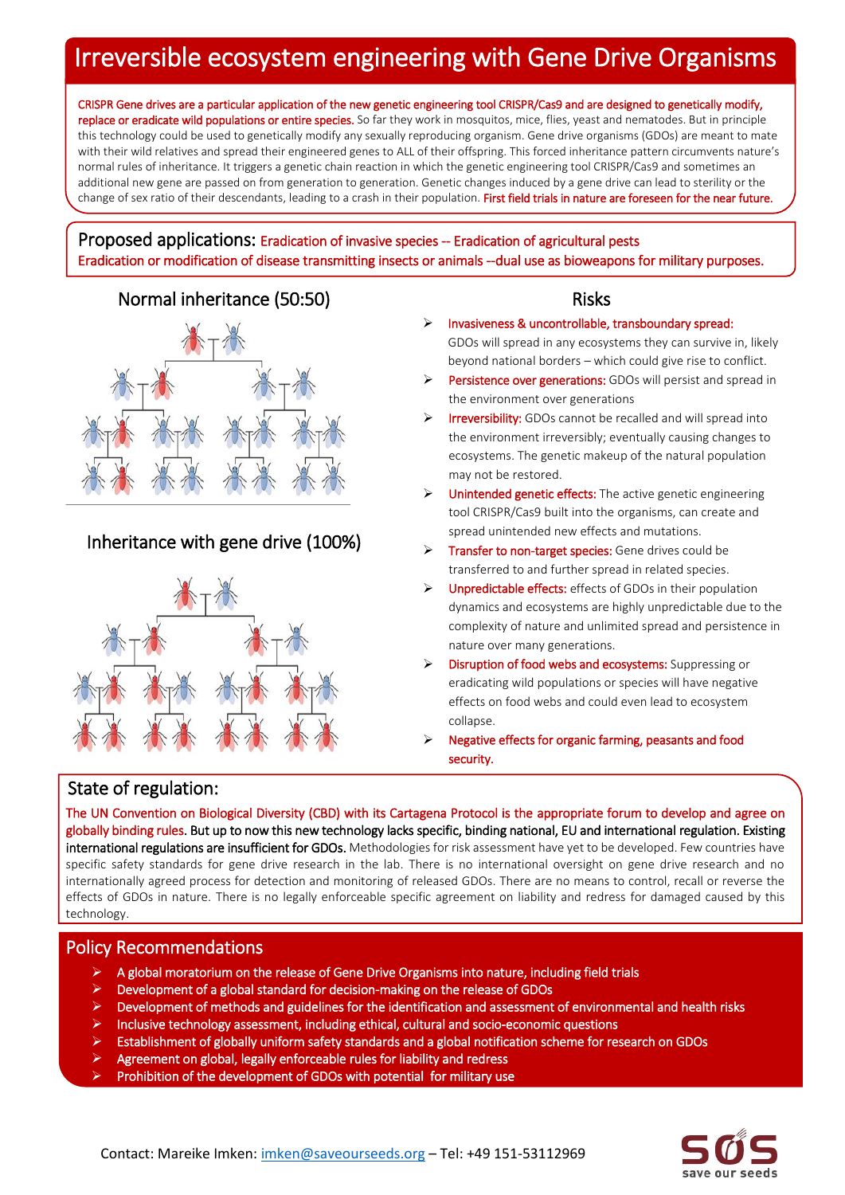# Irreversible ecosystem engineering with Gene Drive Organisms

CRISPR Gene drives are a particular application of the new genetic engineering tool CRISPR/Cas9 and are designed to genetically modify, replace or eradicate wild populations or entire species. So far they work in mosquitos, mice, flies, yeast and nematodes. But in principle this technology could be used to genetically modify any sexually reproducing organism. Gene drive organisms (GDOs) are meant to mate with their wild relatives and spread their engineered genes to ALL of their offspring. This forced inheritance pattern circumvents nature's normal rules of inheritance. It triggers a genetic chain reaction in which the genetic engineering tool CRISPR/Cas9 and sometimes an additional new gene are passed on from generation to generation. Genetic changes induced by a gene drive can lead to sterility or the change of sex ratio of their descendants, leading to a crash in their population. First field trials in nature are foreseen for the near future.

**Proposed applications:** Eradication of invasive species -- Eradication of agricultural pests
Eradication or modification of disease transmitting insects or animals --dual use as bioweapons for military purposes.

### Normal inheritance (50:50)

### Inheritance with gene drive (100%)

### Risks

- Invasiveness & uncontrollable, transboundary spread: GDOs will spread in any ecosystems they can survive in, likely beyond national borders – which could give rise to conflict.
- Persistence over generations: GDOs will persist and spread in the environment over generations
- Irreversibility: GDOs cannot be recalled and will spread into the environment irreversibly; eventually causing changes to ecosystems. The genetic makeup of the natural population may not be restored.
- Unintended genetic effects: The active genetic engineering tool CRISPR/Cas9 built into the organisms, can create and spread unintended new effects and mutations.
- Transfer to non-target species: Gene drives could be transferred to and further spread in related species.
- Unpredictable effects: effects of GDOs in their population dynamics and ecosystems are highly unpredictable due to the complexity of nature and unlimited spread and persistence in nature over many generations.
- Disruption of food webs and ecosystems: Suppressing or eradicating wild populations or species will have negative effects on food webs and could even lead to ecosystem collapse.
- Negative effects for organic farming, peasants and food security.

## State of regulation:

The UN Convention on Biological Diversity (CBD) with its Cartagena Protocol is the appropriate forum to develop and agree on globally binding rules. But up to now this new technology lacks specific, binding national, EU and international regulation. Existing international regulations are insufficient for GDOs. Methodologies for risk assessment have yet to be developed. Few countries have specific safety standards for gene drive research in the lab. There is no international oversight on gene drive research and no internationally agreed process for detection and monitoring of released GDOs. There are no means to control, recall or reverse the effects of GDOs in nature. There is no legally enforceable specific agreement on liability and redress for damaged caused by this technology.

## Policy Recommendations

- A global moratorium on the release of Gene Drive Organisms into nature, including field trials
- Development of a global standard for decision-making on the release of GDOs
- Development of methods and guidelines for the identification and assessment of environmental and health risks
- Inclusive technology assessment, including ethical, cultural and socio-economic questions
- Establishment of globally uniform safety standards and a global notification scheme for research on GDOs
- Agreement on global, legally enforceable rules for liability and redress
- Prohibition of the development of GDOs with potential for military use

Contact: Mareike Imken: imken@saveourseeds.org – Tel: +49 151-53112969

SOS save our seeds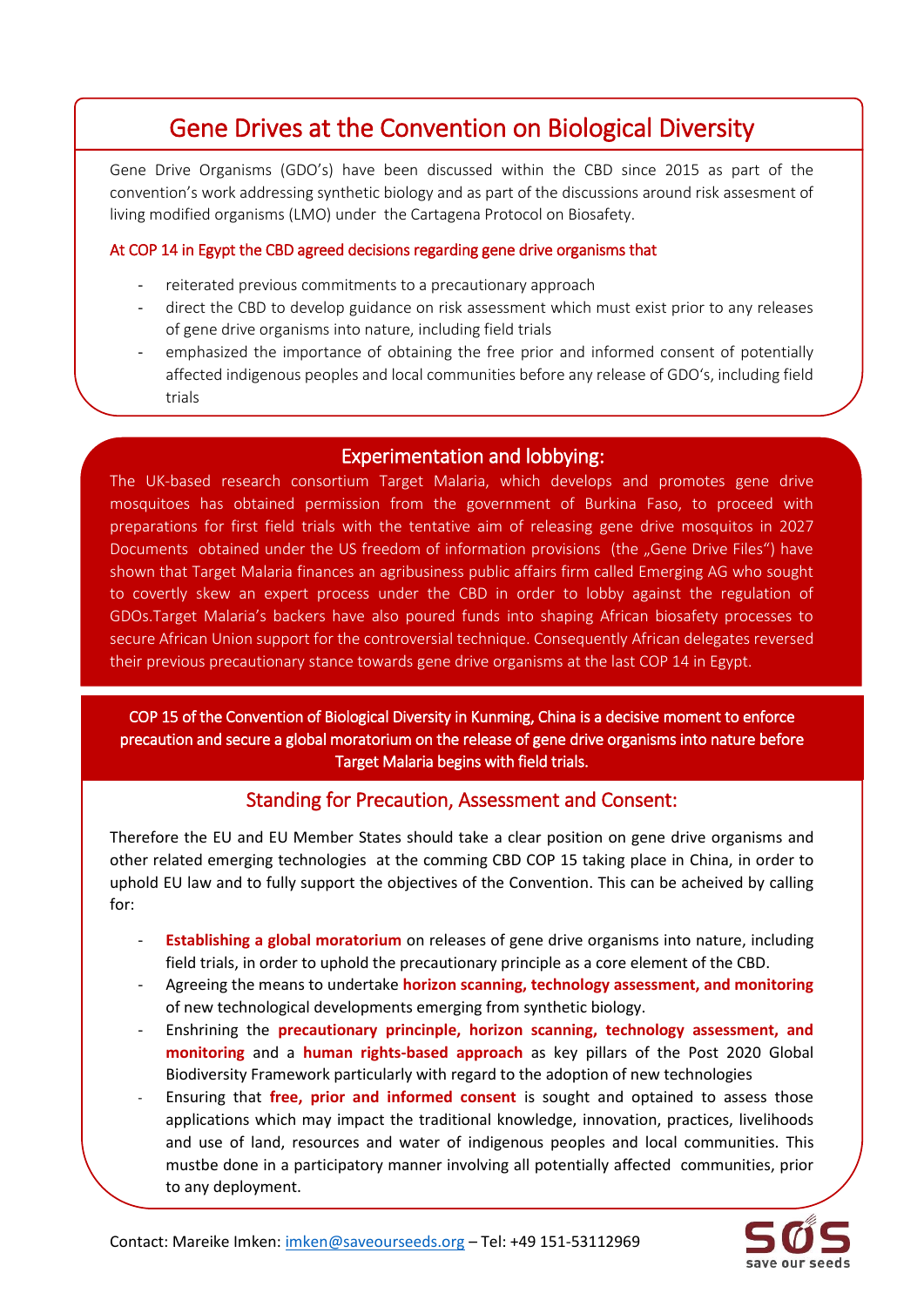## Gene Drives at the Convention on Biological Diversity

Gene Drive Organisms (GDO's) have been discussed within the CBD since 2015 as part of the convention's work addressing synthetic biology and as part of the discussions around risk assesment of living modified organisms (LMO) under the Cartagena Protocol on Biosafety.

**At COP 14 in Egypt the CBD agreed decisions regarding gene drive organisms that**

- reiterated previous commitments to a precautionary approach
- direct the CBD to develop guidance on risk assessment which must exist prior to any releases of gene drive organisms into nature, including field trials
- emphasized the importance of obtaining the free prior and informed consent of potentially affected indigenous peoples and local communities before any release of GDO's, including field trials

### Experimentation and lobbying:

The UK-based research consortium Target Malaria, which develops and promotes gene drive mosquitoes has obtained permission from the government of Burkina Faso, to proceed with preparations for first field trials with the tentative aim of releasing gene drive mosquitos in 2027 Documents obtained under the US freedom of information provisions (the „Gene Drive Files") have shown that Target Malaria finances an agribusiness public affairs firm called Emerging AG who sought to covertly skew an expert process under the CBD in order to lobby against the regulation of GDOs.Target Malaria's backers have also poured funds into shaping African biosafety processes to secure African Union support for the controversial technique. Consequently African delegates reversed their previous precautionary stance towards gene drive organisms at the last COP 14 in Egypt.

**COP 15 of the Convention of Biological Diversity in Kunming, China is a decisive moment to enforce precaution and secure a global moratorium on the release of gene drive organisms into nature before Target Malaria begins with field trials.**

### Standing for Precaution, Assessment and Consent:

Therefore the EU and EU Member States should take a clear position on gene drive organisms and other related emerging technologies at the comming CBD COP 15 taking place in China, in order to uphold EU law and to fully support the objectives of the Convention. This can be acheived by calling for:

- **Establishing a global moratorium** on releases of gene drive organisms into nature, including field trials, in order to uphold the precautionary principle as a core element of the CBD.
- Agreeing the means to undertake **horizon scanning, technology assessment, and monitoring** of new technological developments emerging from synthetic biology.
- Enshrining the **precautionary princinple, horizon scanning, technology assessment, and monitoring** and a **human rights-based approach** as key pillars of the Post 2020 Global Biodiversity Framework particularly with regard to the adoption of new technologies
- Ensuring that **free, prior and informed consent** is sought and optained to assess those applications which may impact the traditional knowledge, innovation, practices, livelihoods and use of land, resources and water of indigenous peoples and local communities. This mustbe done in a participatory manner involving all potentially affected communities, prior to any deployment.

Contact: Mareike Imken: imken@saveourseeds.org – Tel: +49 151-53112969

save our seeds